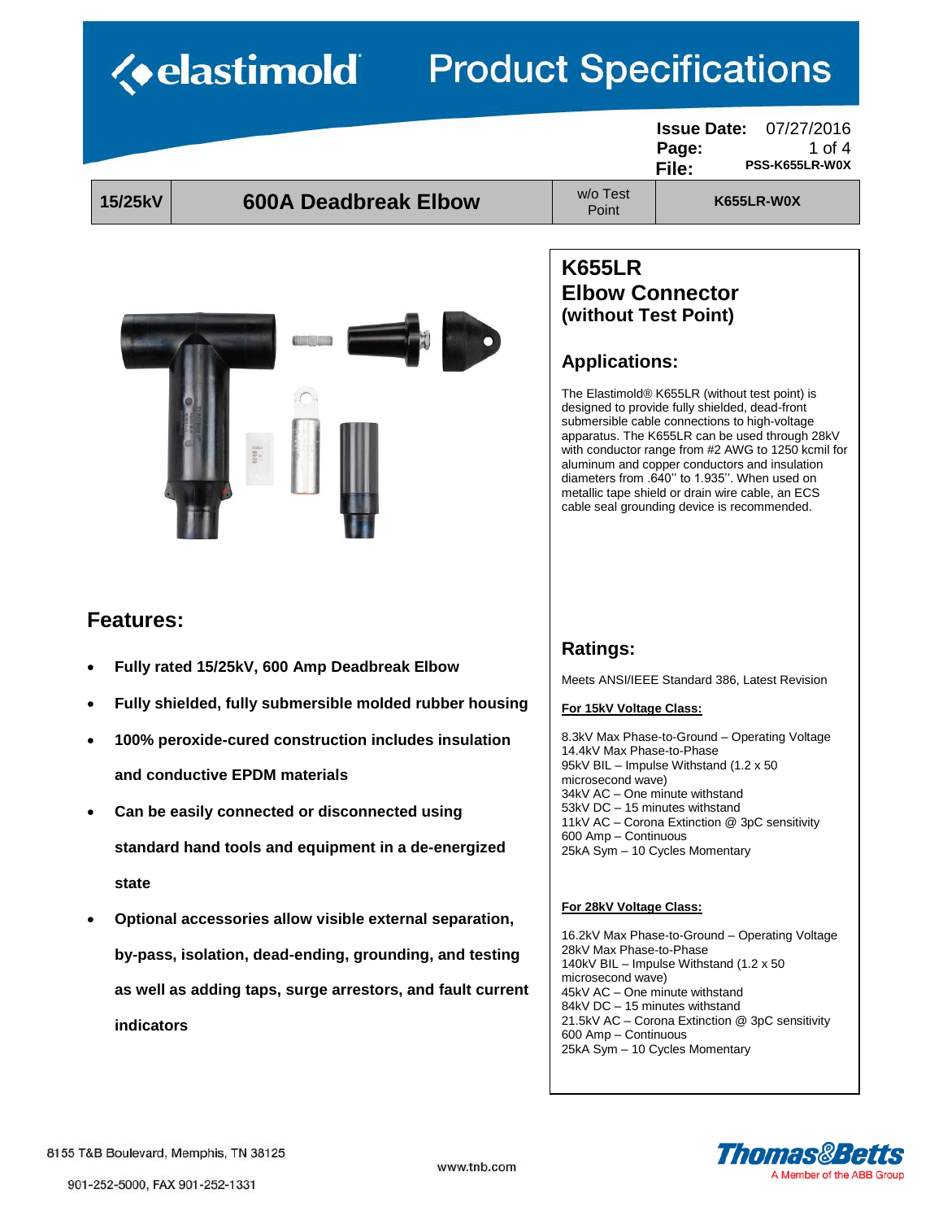# elastimold Product Specifications

**Issue Date:** 07/27/2016
**File:** PSS-K655LR-W0X

| 15/25kV | 600A Deadbreak Elbow | w/o Test Point | K655LR-W0X |
|---|---|---|---|

## K655LR Elbow Connector (without Test Point)

### Applications:

The Elastimold® K655LR (without test point) is designed to provide fully shielded, dead-front submersible cable connections to high-voltage apparatus. The K655LR can be used through 28kV with conductor range from #2 AWG to 1250 kcmil for aluminum and copper conductors and insulation diameters from .640'' to 1.935''. When used on metallic tape shield or drain wire cable, an ECS cable seal grounding device is recommended.

### Features:

- **Fully rated 15/25kV, 600 Amp Deadbreak Elbow**
- **Fully shielded, fully submersible molded rubber housing**
- **100% peroxide-cured construction includes insulation and conductive EPDM materials**
- **Can be easily connected or disconnected using standard hand tools and equipment in a de-energized state**
- **Optional accessories allow visible external separation, by-pass, isolation, dead-ending, grounding, and testing as well as adding taps, surge arrestors, and fault current indicators**

### Ratings:

Meets ANSI/IEEE Standard 386, Latest Revision

**For 15kV Voltage Class:**

8.3kV Max Phase-to-Ground – Operating Voltage
14.4kV Max Phase-to-Phase
95kV BIL – Impulse Withstand (1.2 x 50 microsecond wave)
34kV AC – One minute withstand
53kV DC – 15 minutes withstand
11kV AC – Corona Extinction @ 3pC sensitivity
600 Amp – Continuous
25kA Sym – 10 Cycles Momentary

**For 28kV Voltage Class:**

16.2kV Max Phase-to-Ground – Operating Voltage
28kV Max Phase-to-Phase
140kV BIL – Impulse Withstand (1.2 x 50 microsecond wave)
45kV AC – One minute withstand
84kV DC – 15 minutes withstand
21.5kV AC – Corona Extinction @ 3pC sensitivity
600 Amp – Continuous
25kA Sym – 10 Cycles Momentary

8155 T&B Boulevard, Memphis, TN 38125
901-252-5000, FAX 901-252-1331
www.tnb.com
Thomas&Betts — A Member of the ABB Group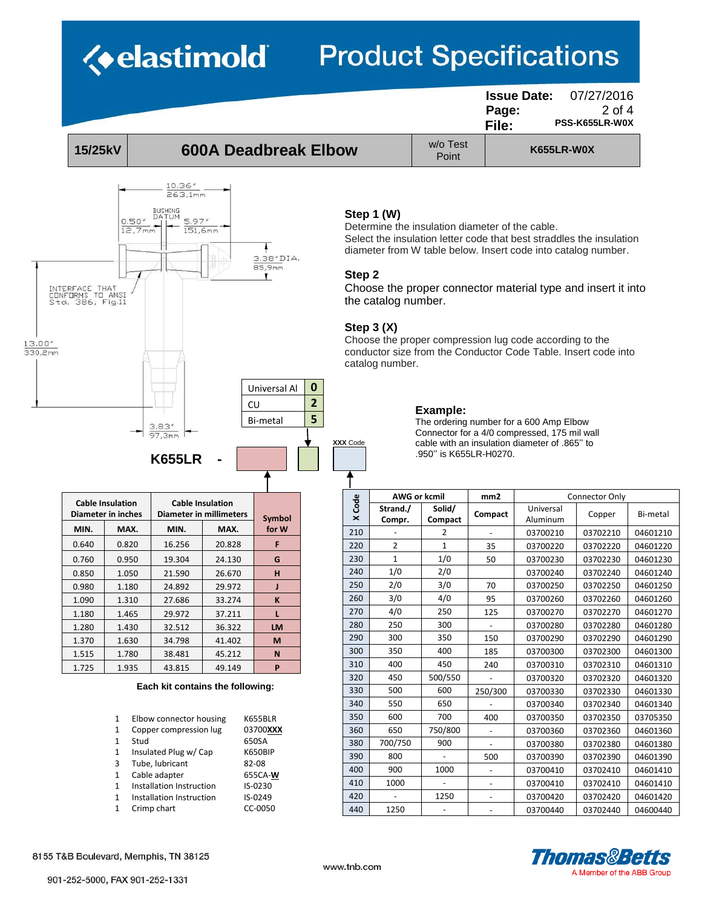# elastimold Product Specifications

**Issue Date:** 07/27/2016
**File:** PSS-K655LR-W0X

| 15/25kV | 600A Deadbreak Elbow | w/o Test Point | K655LR-W0X |
|---|---|---|---|

10.36" 263,1mm
BUSHING DATUM
0.50" 12,7mm
5.97" 151,6mm
3.38" DIA. 85,9mm
INTERFACE THAT CONFORMS TO ANSI Std. 386, Fig.11
13.00" 330,2mm
3.83" 97,3mm

### Step 1 (W)

Determine the insulation diameter of the cable.
Select the insulation letter code that best straddles the insulation diameter from W table below. Insert code into catalog number.

### Step 2

Choose the proper connector material type and insert it into the catalog number.

### Step 3 (X)

Choose the proper compression lug code according to the conductor size from the Conductor Code Table. Insert code into catalog number.

| Connector Material | Code |
|---|---|
| Universal Al | 0 |
| CU | 2 |
| Bi-metal | 5 |

**K655LR -** [W] [Material] [XXX Code]

### Example:

The ordering number for a 600 Amp Elbow Connector for a 4/0 compressed, 175 mil wall cable with an insulation diameter of .865'' to .950'' is K655LR-H0270.

| Cable Insulation Diameter in inches | | Cable Insulation Diameter in millimeters | | Symbol for W |
|---|---|---|---|---|
| MIN. | MAX. | MIN. | MAX. | |
| 0.640 | 0.820 | 16.256 | 20.828 | F |
| 0.760 | 0.950 | 19.304 | 24.130 | G |
| 0.850 | 1.050 | 21.590 | 26.670 | H |
| 0.980 | 1.180 | 24.892 | 29.972 | J |
| 1.090 | 1.310 | 27.686 | 33.274 | K |
| 1.180 | 1.465 | 29.972 | 37.211 | L |
| 1.280 | 1.430 | 32.512 | 36.322 | LM |
| 1.370 | 1.630 | 34.798 | 41.402 | M |
| 1.515 | 1.780 | 38.481 | 45.212 | N |
| 1.725 | 1.935 | 43.815 | 49.149 | P |

| X Code | AWG or kcmil | | mm2 | Connector Only | | |
|---|---|---|---|---|---|---|
| | Strand./ Compr. | Solid/ Compact | Compact | Universal Aluminum | Copper | Bi-metal |
| 210 | - | 2 | - | 03700210 | 03702210 | 04601210 |
| 220 | 2 | 1 | 35 | 03700220 | 03702220 | 04601220 |
| 230 | 1 | 1/0 | 50 | 03700230 | 03702230 | 04601230 |
| 240 | 1/0 | 2/0 | | 03700240 | 03702240 | 04601240 |
| 250 | 2/0 | 3/0 | 70 | 03700250 | 03702250 | 04601250 |
| 260 | 3/0 | 4/0 | 95 | 03700260 | 03702260 | 04601260 |
| 270 | 4/0 | 250 | 125 | 03700270 | 03702270 | 04601270 |
| 280 | 250 | 300 | - | 03700280 | 03702280 | 04601280 |
| 290 | 300 | 350 | 150 | 03700290 | 03702290 | 04601290 |
| 300 | 350 | 400 | 185 | 03700300 | 03702300 | 04601300 |
| 310 | 400 | 450 | 240 | 03700310 | 03702310 | 04601310 |
| 320 | 450 | 500/550 | - | 03700320 | 03702320 | 04601320 |
| 330 | 500 | 600 | 250/300 | 03700330 | 03702330 | 04601330 |
| 340 | 550 | 650 | - | 03700340 | 03702340 | 04601340 |
| 350 | 600 | 700 | 400 | 03700350 | 03702350 | 03705350 |
| 360 | 650 | 750/800 | - | 03700360 | 03702360 | 04601360 |
| 380 | 700/750 | 900 | - | 03700380 | 03702380 | 04601380 |
| 390 | 800 | - | 500 | 03700390 | 03702390 | 04601390 |
| 400 | 900 | 1000 | - | 03700410 | 03702410 | 04601410 |
| 410 | 1000 | - | - | 03700410 | 03702410 | 04601410 |
| 420 | - | 1250 | - | 03700420 | 03702420 | 04601420 |
| 440 | 1250 | - | - | 03700440 | 03702440 | 04600440 |

**Each kit contains the following:**

| Qty | Item | Part No. |
|---|---|---|
| 1 | Elbow connector housing | K655BLR |
| 1 | Copper compression lug | 03700**XXX** |
| 1 | Stud | 650SA |
| 1 | Insulated Plug w/ Cap | K650BIP |
| 3 | Tube, lubricant | 82-08 |
| 1 | Cable adapter | 655CA-**W** |
| 1 | Installation Instruction | IS-0230 |
| 1 | Installation Instruction | IS-0249 |
| 1 | Crimp chart | CC-0050 |

8155 T&B Boulevard, Memphis, TN 38125
901-252-5000, FAX 901-252-1331
www.tnb.com
Thomas&Betts — A Member of the ABB Group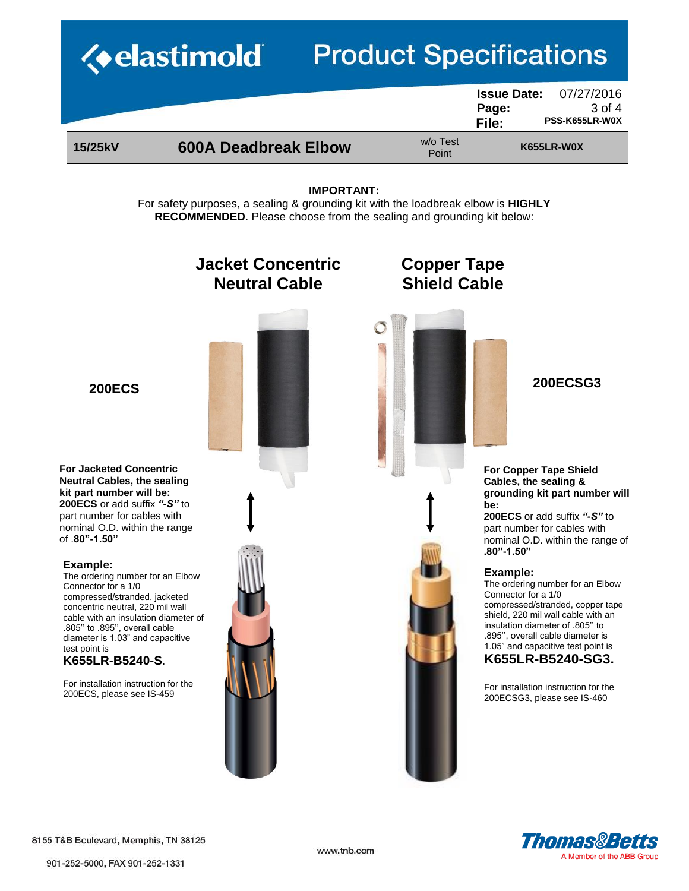| 15/25kV | 600A Deadbreak Elbow | w/o Test Point | K655LR-W0X |
|---|---|---|---|

**IMPORTANT:**
For safety purposes, a sealing & grounding kit with the loadbreak elbow is **HIGHLY RECOMMENDED**. Please choose from the sealing and grounding kit below:

## Jacket Concentric Neutral Cable

### 200ECS

**For Jacketed Concentric Neutral Cables, the sealing kit part number will be:**
**200ECS** or add suffix ***"-S"*** to part number for cables with nominal O.D. within the range of **.80"-1.50"**

**Example:**
The ordering number for an Elbow Connector for a 1/0 compressed/stranded, jacketed concentric neutral, 220 mil wall cable with an insulation diameter of .805'' to .895'', overall cable diameter is 1.03" and capacitive test point is
**K655LR-B5240-S**.

For installation instruction for the 200ECS, please see IS-459

## Copper Tape Shield Cable

### 200ECSG3

**For Copper Tape Shield Cables, the sealing & grounding kit part number will be:**
**200ECS** or add suffix ***"-S"*** to part number for cables with nominal O.D. within the range of **.80"-1.50"**

**Example:**
The ordering number for an Elbow Connector for a 1/0 compressed/stranded, copper tape shield, 220 mil wall cable with an insulation diameter of .805'' to .895'', overall cable diameter is 1.05" and capacitive test point is
**K655LR-B5240-SG3.**

For installation instruction for the 200ECSG3, please see IS-460

8155 T&B Boulevard, Memphis, TN 38125
901-252-5000, FAX 901-252-1331
www.tnb.com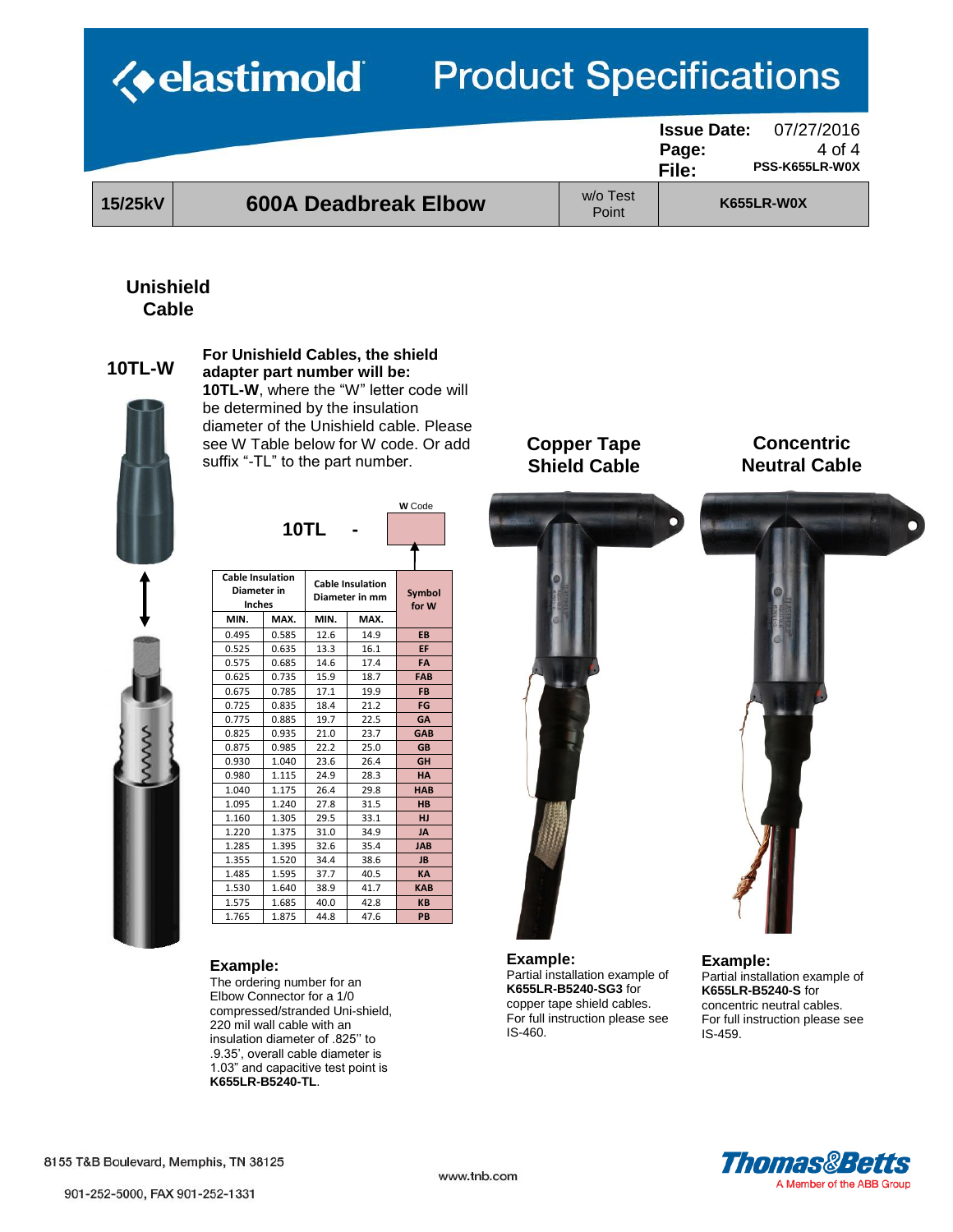# elastimold Product Specifications

**Issue Date:** 07/27/2016
**File:** PSS-K655LR-W0X

| 15/25kV | 600A Deadbreak Elbow | w/o Test Point | K655LR-W0X |
|---|---|---|---|

## Unishield Cable

### 10TL-W

**For Unishield Cables, the shield adapter part number will be:** **10TL-W**, where the "W" letter code will be determined by the insulation diameter of the Unishield cable. Please see W Table below for W code. Or add suffix "-TL" to the part number.

**10TL - [W Code]**

| Cable Insulation Diameter in Inches | | Cable Insulation Diameter in mm | | Symbol for W |
|---|---|---|---|---|
| MIN. | MAX. | MIN. | MAX. | |
| 0.495 | 0.585 | 12.6 | 14.9 | EB |
| 0.525 | 0.635 | 13.3 | 16.1 | EF |
| 0.575 | 0.685 | 14.6 | 17.4 | FA |
| 0.625 | 0.735 | 15.9 | 18.7 | FAB |
| 0.675 | 0.785 | 17.1 | 19.9 | FB |
| 0.725 | 0.835 | 18.4 | 21.2 | FG |
| 0.775 | 0.885 | 19.7 | 22.5 | GA |
| 0.825 | 0.935 | 21.0 | 23.7 | GAB |
| 0.875 | 0.985 | 22.2 | 25.0 | GB |
| 0.930 | 1.040 | 23.6 | 26.4 | GH |
| 0.980 | 1.115 | 24.9 | 28.3 | HA |
| 1.040 | 1.175 | 26.4 | 29.8 | HAB |
| 1.095 | 1.240 | 27.8 | 31.5 | HB |
| 1.160 | 1.305 | 29.5 | 33.1 | HJ |
| 1.220 | 1.375 | 31.0 | 34.9 | JA |
| 1.285 | 1.395 | 32.6 | 35.4 | JAB |
| 1.355 | 1.520 | 34.4 | 38.6 | JB |
| 1.485 | 1.595 | 37.7 | 40.5 | KA |
| 1.530 | 1.640 | 38.9 | 41.7 | KAB |
| 1.575 | 1.685 | 40.0 | 42.8 | KB |
| 1.765 | 1.875 | 44.8 | 47.6 | PB |

**Example:**
The ordering number for an Elbow Connector for a 1/0 compressed/stranded Uni-shield, 220 mil wall cable with an insulation diameter of .825'' to .9.35', overall cable diameter is 1.03" and capacitive test point is **K655LR-B5240-TL**.

## Copper Tape Shield Cable

**Example:**
Partial installation example of **K655LR-B5240-SG3** for copper tape shield cables. For full instruction please see IS-460.

## Concentric Neutral Cable

**Example:**
Partial installation example of **K655LR-B5240-S** for concentric neutral cables. For full instruction please see IS-459.

8155 T&B Boulevard, Memphis, TN 38125
901-252-5000, FAX 901-252-1331
www.tnb.com
Thomas&Betts – A Member of the ABB Group